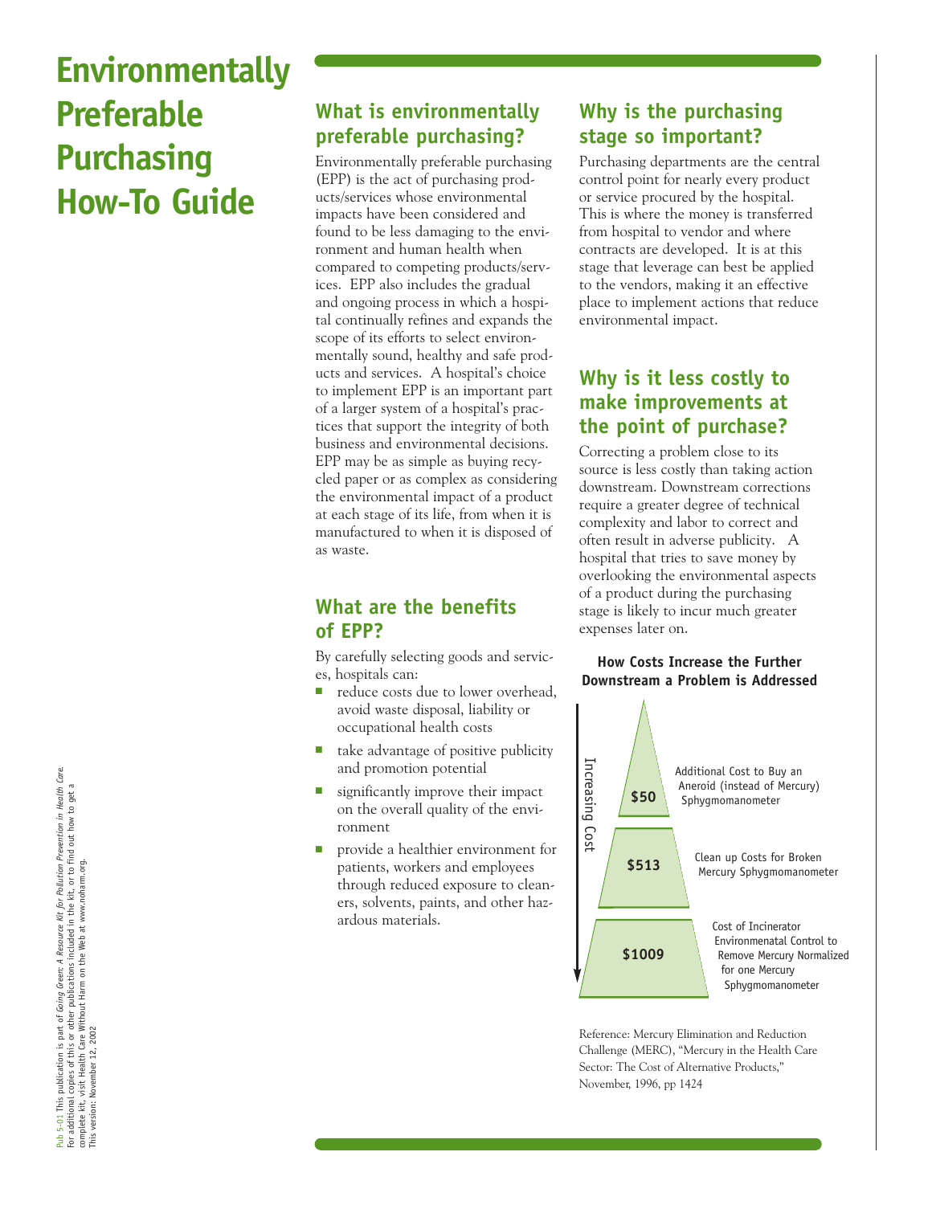# Environmentally Preferable Purchasing How-To Guide

## What is environmentally preferable purchasing?

Environmentally preferable purchasing (EPP) is the act of purchasing products/services whose environmental impacts have been considered and found to be less damaging to the environment and human health when compared to competing products/services. EPP also includes the gradual and ongoing process in which a hospital continually refines and expands the scope of its efforts to select environmentally sound, healthy and safe products and services. A hospital's choice to implement EPP is an important part of a larger system of a hospital's practices that support the integrity of both business and environmental decisions. EPP may be as simple as buying recycled paper or as complex as considering the environmental impact of a product at each stage of its life, from when it is manufactured to when it is disposed of as waste.

## What are the benefits of EPP?

By carefully selecting goods and services, hospitals can:

- reduce costs due to lower overhead, avoid waste disposal, liability or occupational health costs
- take advantage of positive publicity and promotion potential
- significantly improve their impact on the overall quality of the environment
- provide a healthier environment for patients, workers and employees through reduced exposure to cleaners, solvents, paints, and other hazardous materials.

## Why is the purchasing stage so important?

Purchasing departments are the central control point for nearly every product or service procured by the hospital. This is where the money is transferred from hospital to vendor and where contracts are developed. It is at this stage that leverage can best be applied to the vendors, making it an effective place to implement actions that reduce environmental impact.

## Why is it less costly to make improvements at the point of purchase?

Correcting a problem close to its source is less costly than taking action downstream. Downstream corrections require a greater degree of technical complexity and labor to correct and often result in adverse publicity. A hospital that tries to save money by overlooking the environmental aspects of a product during the purchasing stage is likely to incur much greater expenses later on.

**How Costs Increase the Further Downstream a Problem is Addressed**

| Increasing Cost ↓ | |
|---|---|
| $50 | Additional Cost to Buy an Aneroid (instead of Mercury) Sphygmomanometer |
| $513 | Clean up Costs for Broken Mercury Sphygmomanometer |
| $1009 | Cost of Incinerator Environmenatal Control to Remove Mercury Normalized for one Mercury Sphygmomanometer |

Reference: Mercury Elimination and Reduction Challenge (MERC), "Mercury in the Health Care Sector: The Cost of Alternative Products," November, 1996, pp 1424

Pub 5-01 This publication is part of *Going Green: A Resource Kit for Pollution Prevention in Health Care.* For additional copies of this or other publications included in the kit, or to find out how to get a complete kit, visit Health Care Without Harm on the Web at www.noharm.org.
This version: November 12, 2002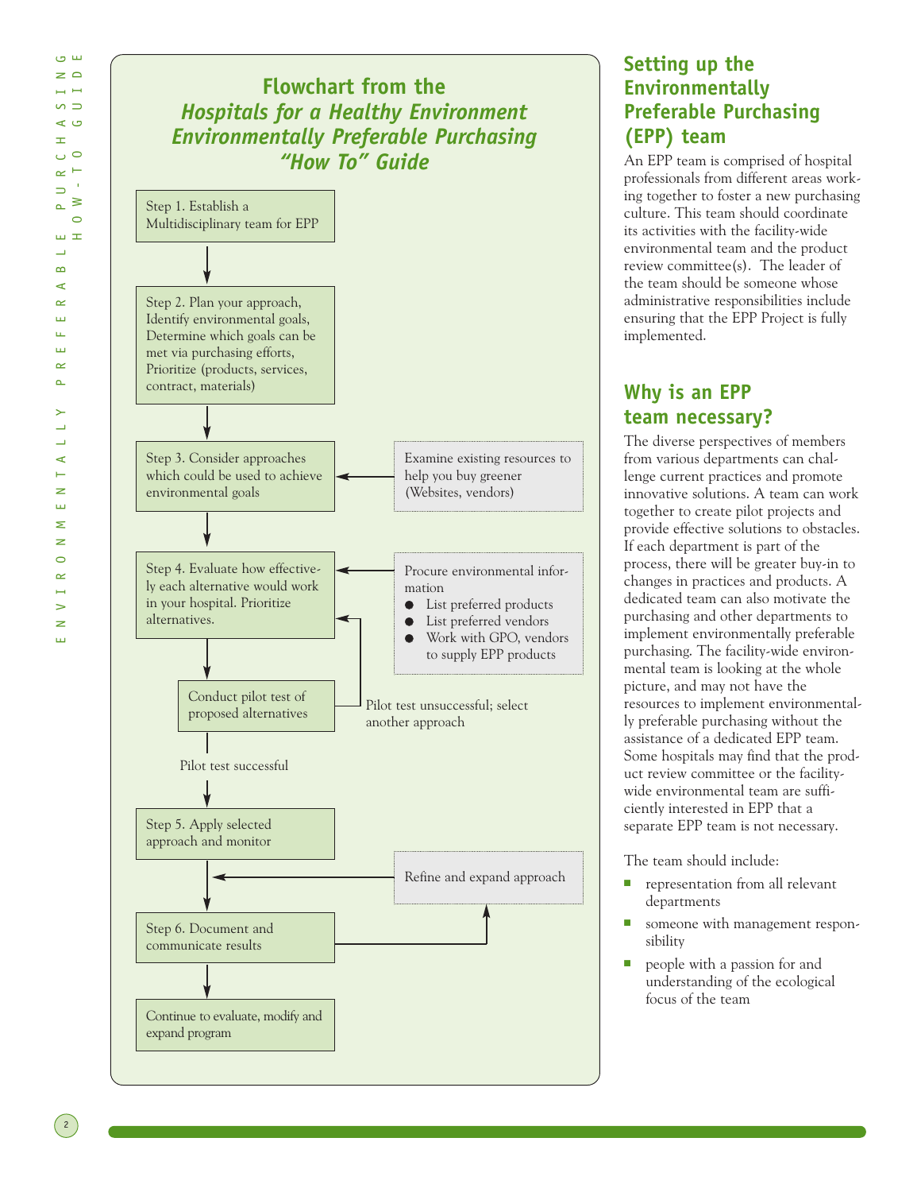## Flowchart from the *Hospitals for a Healthy Environment Environmentally Preferable Purchasing "How To" Guide*

Step 1. Establish a Multidisciplinary team for EPP

↓

Step 2. Plan your approach, Identify environmental goals, Determine which goals can be met via purchasing efforts, Prioritize (products, services, contract, materials)

↓

Step 3. Consider approaches which could be used to achieve environmental goals ← Examine existing resources to help you buy greener (Websites, vendors)

↓

Step 4. Evaluate how effectively each alternative would work in your hospital. Prioritize alternatives. ← Procure environmental information

- List preferred products
- List preferred vendors
- Work with GPO, vendors to supply EPP products

↓

Conduct pilot test of proposed alternatives → Pilot test unsuccessful; select another approach (returns to Step 4)

↓ Pilot test successful

Step 5. Apply selected approach and monitor

↓ ← Refine and expand approach

Step 6. Document and communicate results → Refine and expand approach

↓

Continue to evaluate, modify and expand program

## Setting up the Environmentally Preferable Purchasing (EPP) team

An EPP team is comprised of hospital professionals from different areas working together to foster a new purchasing culture. This team should coordinate its activities with the facility-wide environmental team and the product review committee(s). The leader of the team should be someone whose administrative responsibilities include ensuring that the EPP Project is fully implemented.

## Why is an EPP team necessary?

The diverse perspectives of members from various departments can challenge current practices and promote innovative solutions. A team can work together to create pilot projects and provide effective solutions to obstacles. If each department is part of the process, there will be greater buy-in to changes in practices and products. A dedicated team can also motivate the purchasing and other departments to implement environmentally preferable purchasing. The facility-wide environmental team is looking at the whole picture, and may not have the resources to implement environmentally preferable purchasing without the assistance of a dedicated EPP team. Some hospitals may find that the product review committee or the facility-wide environmental team are sufficiently interested in EPP that a separate EPP team is not necessary.

The team should include:

- representation from all relevant departments
- someone with management responsibility
- people with a passion for and understanding of the ecological focus of the team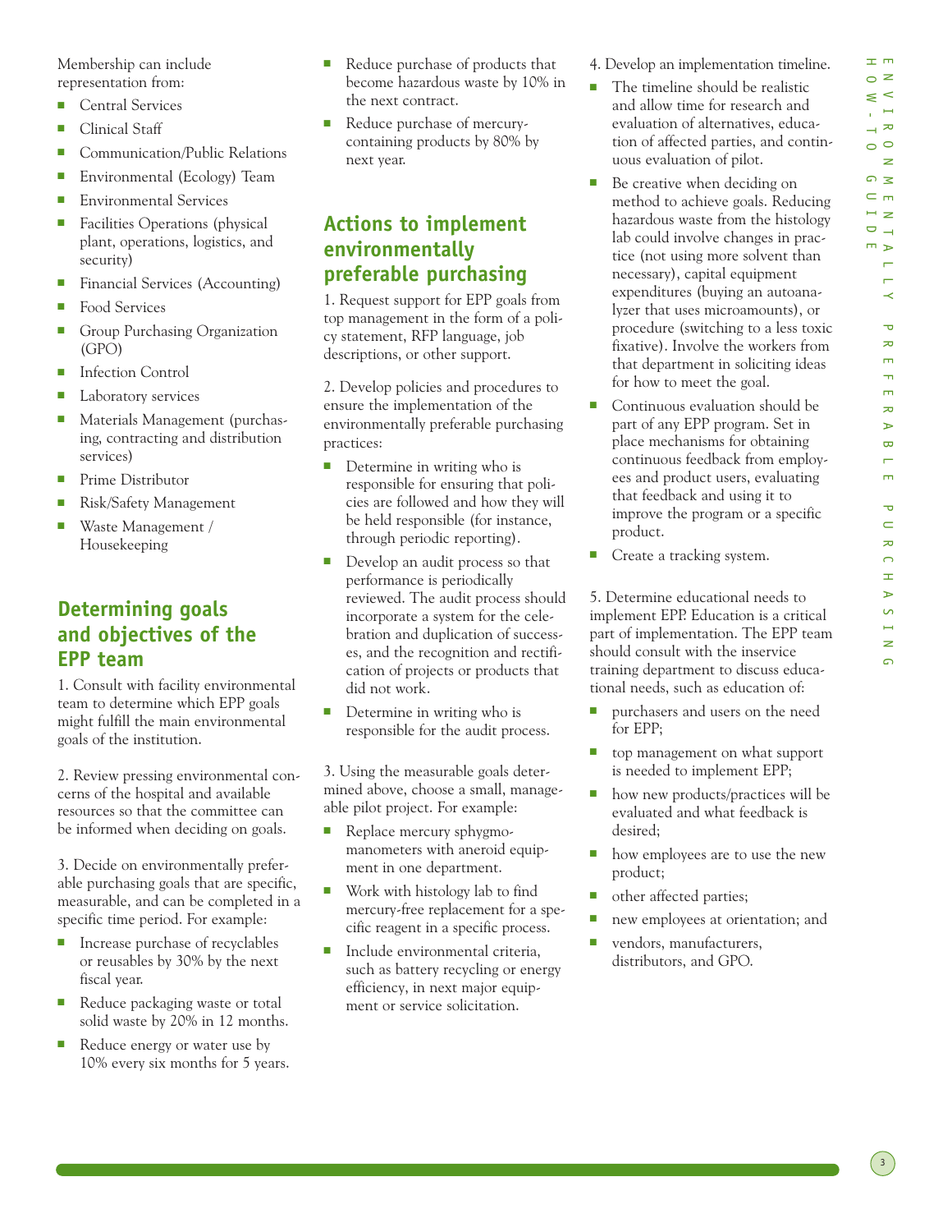Membership can include representation from:

- Central Services
- Clinical Staff
- Communication/Public Relations
- Environmental (Ecology) Team
- Environmental Services
- Facilities Operations (physical plant, operations, logistics, and security)
- Financial Services (Accounting)
- Food Services
- Group Purchasing Organization (GPO)
- Infection Control
- Laboratory services
- Materials Management (purchasing, contracting and distribution services)
- Prime Distributor
- Risk/Safety Management
- Waste Management / Housekeeping

## Determining goals and objectives of the EPP team

1. Consult with facility environmental team to determine which EPP goals might fulfill the main environmental goals of the institution.

2. Review pressing environmental concerns of the hospital and available resources so that the committee can be informed when deciding on goals.

3. Decide on environmentally preferable purchasing goals that are specific, measurable, and can be completed in a specific time period. For example:

- Increase purchase of recyclables or reusables by 30% by the next fiscal year.
- Reduce packaging waste or total solid waste by 20% in 12 months.
- Reduce energy or water use by 10% every six months for 5 years.
- Reduce purchase of products that become hazardous waste by 10% in the next contract.
- Reduce purchase of mercury-containing products by 80% by next year.

## Actions to implement environmentally preferable purchasing

1. Request support for EPP goals from top management in the form of a policy statement, RFP language, job descriptions, or other support.

2. Develop policies and procedures to ensure the implementation of the environmentally preferable purchasing practices:

- Determine in writing who is responsible for ensuring that policies are followed and how they will be held responsible (for instance, through periodic reporting).
- Develop an audit process so that performance is periodically reviewed. The audit process should incorporate a system for the celebration and duplication of successes, and the recognition and rectification of projects or products that did not work.
- Determine in writing who is responsible for the audit process.

3. Using the measurable goals determined above, choose a small, manageable pilot project. For example:

- Replace mercury sphygmomanometers with aneroid equipment in one department.
- Work with histology lab to find mercury-free replacement for a specific reagent in a specific process.
- Include environmental criteria, such as battery recycling or energy efficiency, in next major equipment or service solicitation.

4. Develop an implementation timeline.

- The timeline should be realistic and allow time for research and evaluation of alternatives, education of affected parties, and continuous evaluation of pilot.
- Be creative when deciding on method to achieve goals. Reducing hazardous waste from the histology lab could involve changes in practice (not using more solvent than necessary), capital equipment expenditures (buying an autoanalyzer that uses microamounts), or procedure (switching to a less toxic fixative). Involve the workers from that department in soliciting ideas for how to meet the goal.
- Continuous evaluation should be part of any EPP program. Set in place mechanisms for obtaining continuous feedback from employees and product users, evaluating that feedback and using it to improve the program or a specific product.
- Create a tracking system.

5. Determine educational needs to implement EPP. Education is a critical part of implementation. The EPP team should consult with the inservice training department to discuss educational needs, such as education of:

- purchasers and users on the need for EPP;
- top management on what support is needed to implement EPP;
- how new products/practices will be evaluated and what feedback is desired;
- how employees are to use the new product;
- other affected parties;
- new employees at orientation; and
- vendors, manufacturers, distributors, and GPO.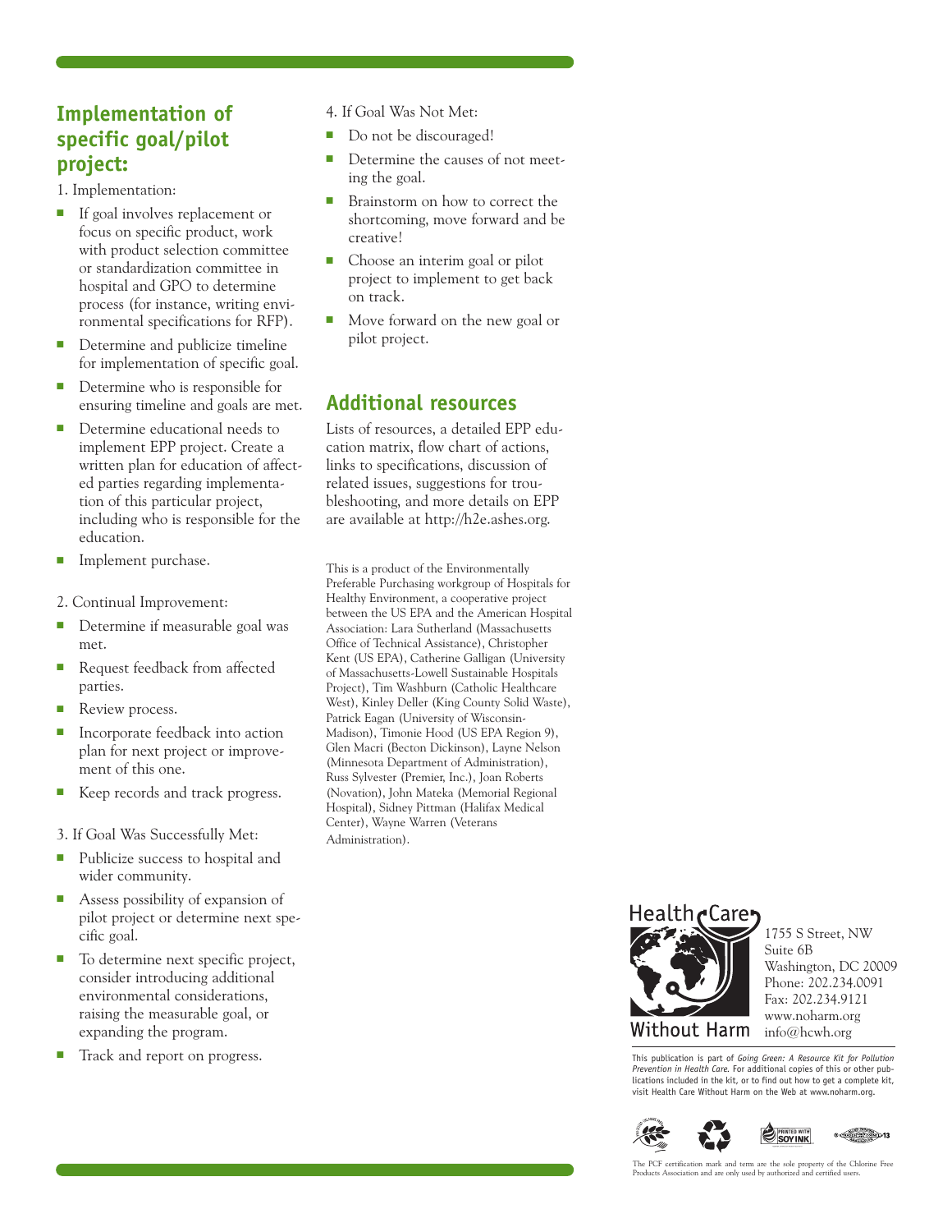## Implementation of specific goal/pilot project:

1. Implementation:

- If goal involves replacement or focus on specific product, work with product selection committee or standardization committee in hospital and GPO to determine process (for instance, writing environmental specifications for RFP).
- Determine and publicize timeline for implementation of specific goal.
- Determine who is responsible for ensuring timeline and goals are met.
- Determine educational needs to implement EPP project. Create a written plan for education of affected parties regarding implementation of this particular project, including who is responsible for the education.
- Implement purchase.

2. Continual Improvement:

- Determine if measurable goal was met.
- Request feedback from affected parties.
- Review process.
- Incorporate feedback into action plan for next project or improvement of this one.
- Keep records and track progress.

3. If Goal Was Successfully Met:

- Publicize success to hospital and wider community.
- Assess possibility of expansion of pilot project or determine next specific goal.
- To determine next specific project, consider introducing additional environmental considerations, raising the measurable goal, or expanding the program.
- Track and report on progress.

4. If Goal Was Not Met:

- Do not be discouraged!
- Determine the causes of not meeting the goal.
- Brainstorm on how to correct the shortcoming, move forward and be creative!
- Choose an interim goal or pilot project to implement to get back on track.
- Move forward on the new goal or pilot project.

## Additional resources

Lists of resources, a detailed EPP education matrix, flow chart of actions, links to specifications, discussion of related issues, suggestions for troubleshooting, and more details on EPP are available at http://h2e.ashes.org.

This is a product of the Environmentally Preferable Purchasing workgroup of Hospitals for Healthy Environment, a cooperative project between the US EPA and the American Hospital Association: Lara Sutherland (Massachusetts Office of Technical Assistance), Christopher Kent (US EPA), Catherine Galligan (University of Massachusetts-Lowell Sustainable Hospitals Project), Tim Washburn (Catholic Healthcare West), Kinley Deller (King County Solid Waste), Patrick Eagan (University of Wisconsin-Madison), Timonie Hood (US EPA Region 9), Glen Macri (Becton Dickinson), Layne Nelson (Minnesota Department of Administration), Russ Sylvester (Premier, Inc.), Joan Roberts (Novation), John Mateka (Memorial Regional Hospital), Sidney Pittman (Halifax Medical Center), Wayne Warren (Veterans Administration).

Health Care Without Harm

1755 S Street, NW
Suite 6B
Washington, DC 20009
Phone: 202.234.0091
Fax: 202.234.9121
www.noharm.org
info@hcwh.org

This publication is part of *Going Green: A Resource Kit for Pollution Prevention in Health Care.* For additional copies of this or other publications included in the kit, or to find out how to get a complete kit, visit Health Care Without Harm on the Web at www.noharm.org.

The PCF certification mark and term are the sole property of the Chlorine Free Products Association and are only used by authorized and certified users.